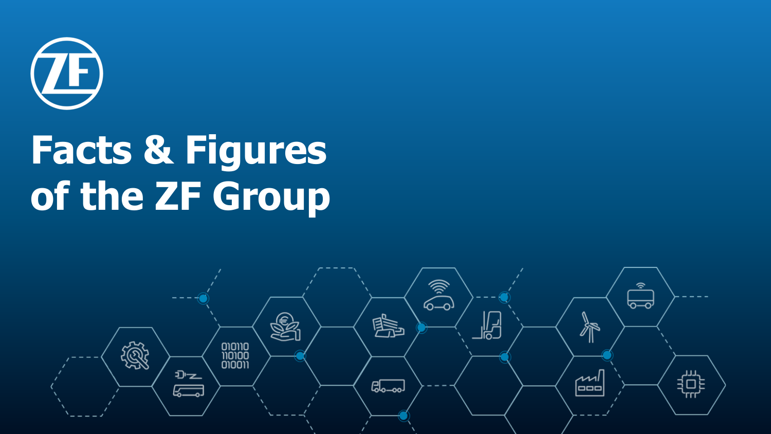# Facts & Figures of the ZF Group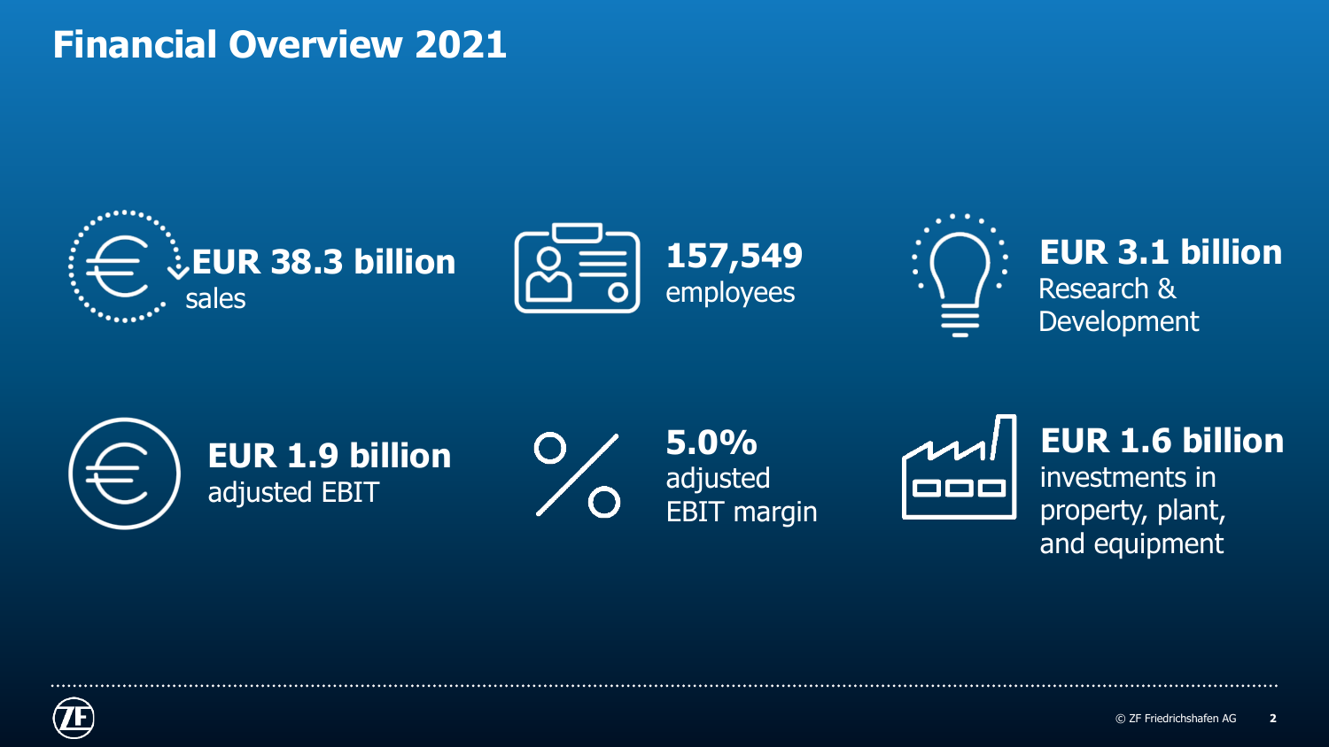# Financial Overview 2021

**EUR 38.3 billion**
sales

**157,549**
employees

**EUR 3.1 billion**
Research & Development

**EUR 1.9 billion**
adjusted EBIT

**5.0%**
adjusted EBIT margin

**EUR 1.6 billion**
investments in property, plant, and equipment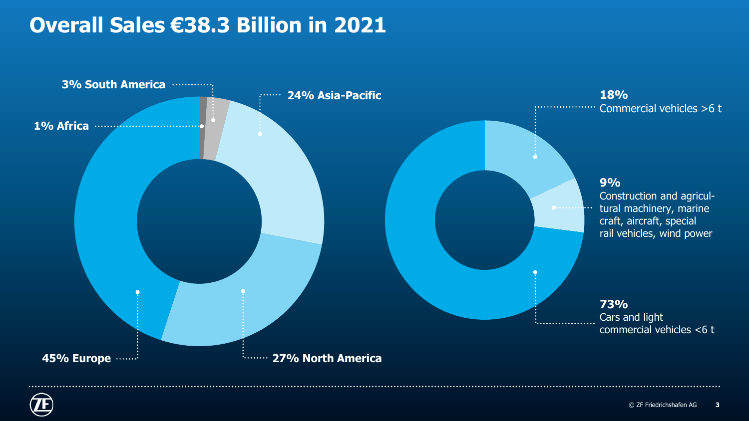# Overall Sales €38.3 Billion in 2021

**3% South America**

**24% Asia-Pacific**

**1% Africa**

**45% Europe**

**27% North America**

**18%**
Commercial vehicles >6 t

**9%**
Construction and agricul-tural machinery, marine craft, aircraft, special rail vehicles, wind power

**73%**
Cars and light commercial vehicles <6 t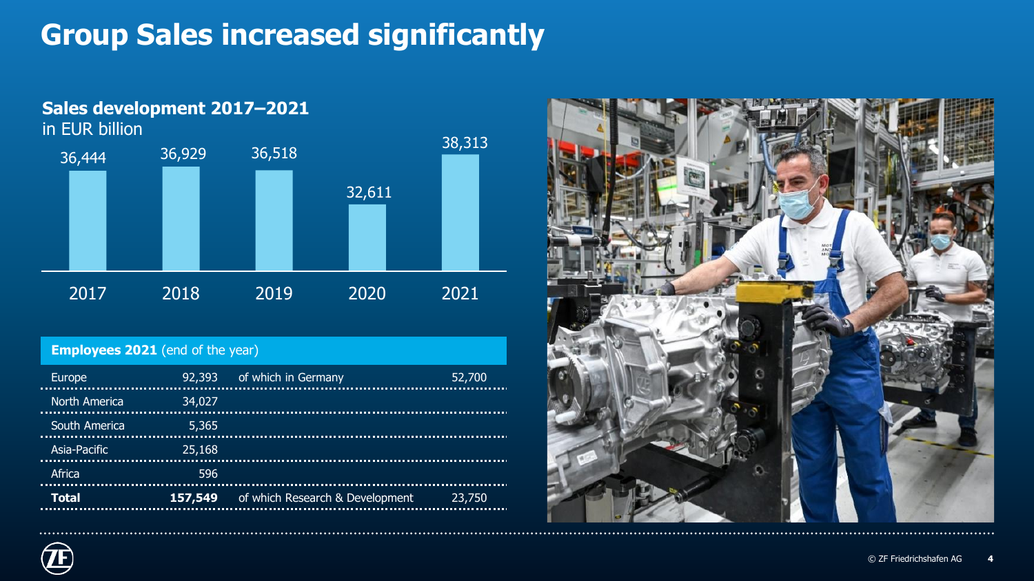# Group Sales increased significantly

## Sales development 2017–2021

in EUR billion

| 2017 | 2018 | 2019 | 2020 | 2021 |
|---|---|---|---|---|
| 36,444 | 36,929 | 36,518 | 32,611 | 38,313 |

**Employees 2021** (end of the year)

| Region | Employees | | |
|---|---|---|---|
| Europe | 92,393 | of which in Germany | 52,700 |
| North America | 34,027 | | |
| South America | 5,365 | | |
| Asia-Pacific | 25,168 | | |
| Africa | 596 | | |
| **Total** | **157,549** | of which Research & Development | 23,750 |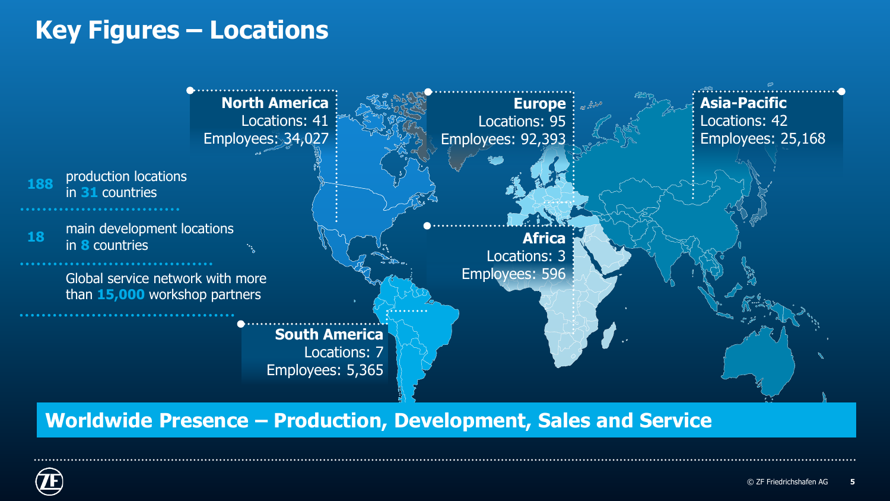# Key Figures – Locations

**188** production locations in **31** countries

**18** main development locations in **8** countries

Global service network with more than **15,000** workshop partners

**North America**
Locations: 41
Employees: 34,027

**Europe**
Locations: 95
Employees: 92,393

**Asia-Pacific**
Locations: 42
Employees: 25,168

**Africa**
Locations: 3
Employees: 596

**South America**
Locations: 7
Employees: 5,365

**Worldwide Presence – Production, Development, Sales and Service**

© ZF Friedrichshafen AG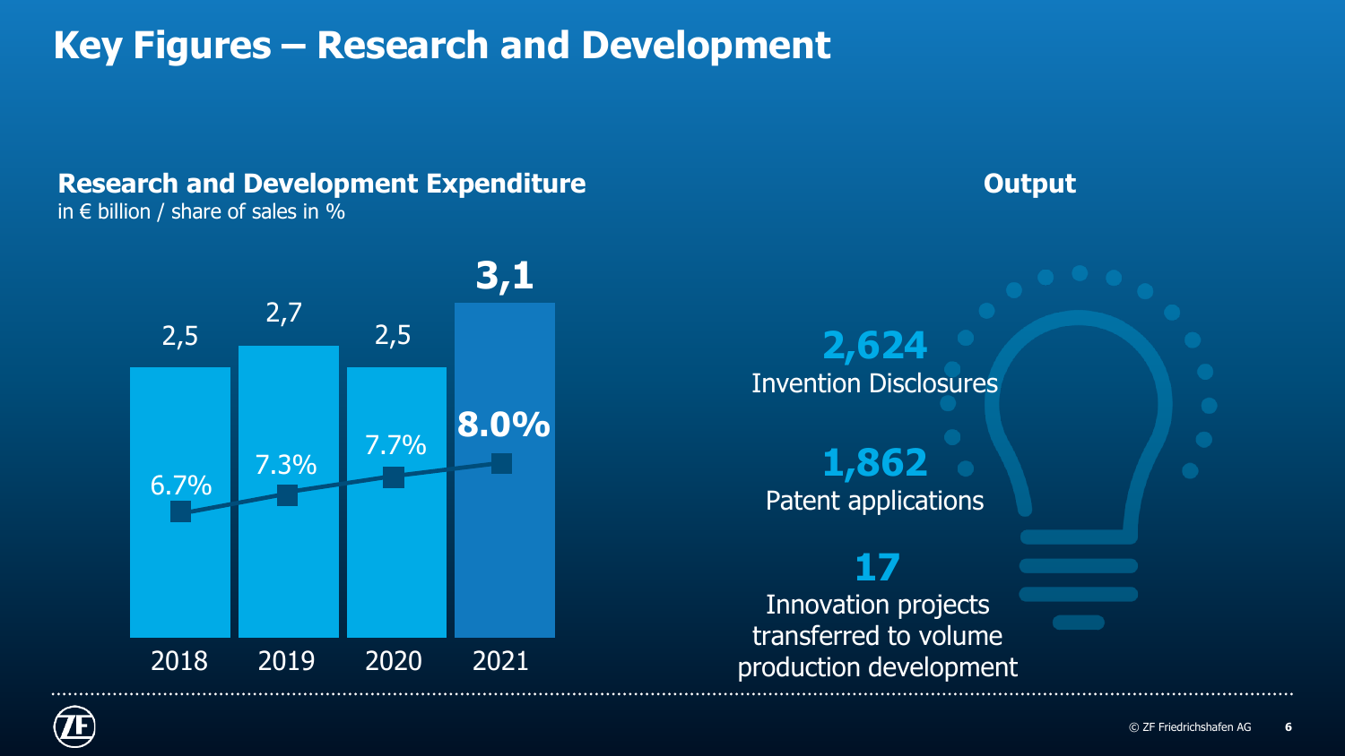# Key Figures – Research and Development

## Research and Development Expenditure

in € billion / share of sales in %

| Year | R&D Expenditure (€ billion) | Share of sales |
| --- | --- | --- |
| 2018 | 2,5 | 6.7% |
| 2019 | 2,7 | 7.3% |
| 2020 | 2,5 | 7.7% |
| 2021 | **3,1** | **8.0%** |

## Output

**2,624**
Invention Disclosures

**1,862**
Patent applications

**17**
Innovation projects transferred to volume production development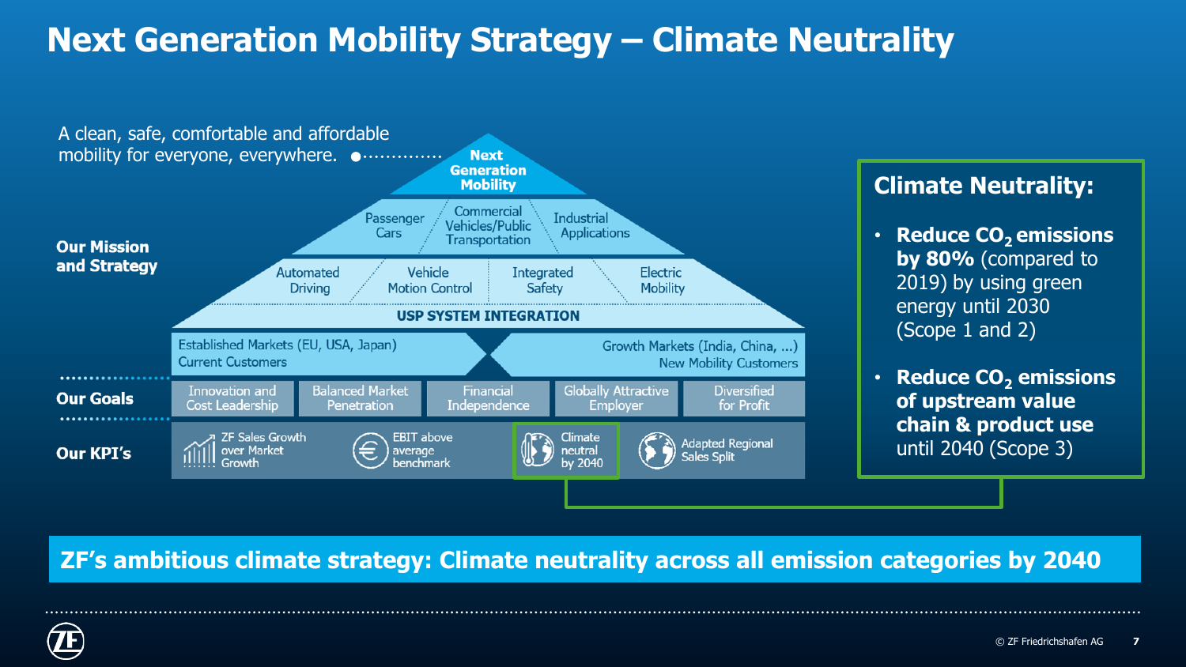# Next Generation Mobility Strategy – Climate Neutrality

A clean, safe, comfortable and affordable mobility for everyone, everywhere.

**Our Mission and Strategy**

**Next Generation Mobility**

- Passenger Cars
- Commercial Vehicles/Public Transportation
- Industrial Applications

- Automated Driving
- Vehicle Motion Control
- Integrated Safety
- Electric Mobility

**USP SYSTEM INTEGRATION**

- Established Markets (EU, USA, Japan) – Current Customers
- Growth Markets (India, China, ...) – New Mobility Customers

**Our Goals**

- Innovation and Cost Leadership
- Balanced Market Penetration
- Financial Independence
- Globally Attractive Employer
- Diversified for Profit

**Our KPI's**

- ZF Sales Growth over Market Growth
- EBIT above average benchmark
- Climate neutral by 2040
- Adapted Regional Sales Split

## Climate Neutrality:

- **Reduce $CO_2$ emissions by 80%** (compared to 2019) by using green energy until 2030 (Scope 1 and 2)
- **Reduce $CO_2$ emissions of upstream value chain & product use** until 2040 (Scope 3)

**ZF's ambitious climate strategy: Climate neutrality across all emission categories by 2040**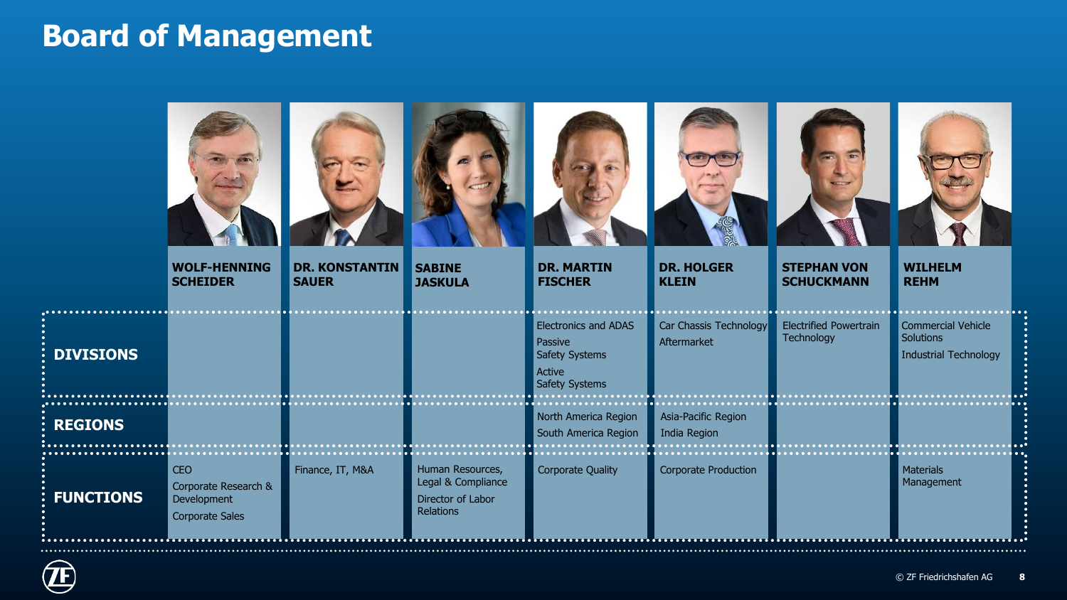# Board of Management

| | WOLF-HENNING SCHEIDER | DR. KONSTANTIN SAUER | SABINE JASKULA | DR. MARTIN FISCHER | DR. HOLGER KLEIN | STEPHAN VON SCHUCKMANN | WILHELM REHM |
|---|---|---|---|---|---|---|---|
| **DIVISIONS** | | | | Electronics and ADAS<br>Passive Safety Systems<br>Active Safety Systems | Car Chassis Technology<br>Aftermarket | Electrified Powertrain Technology | Commercial Vehicle Solutions<br>Industrial Technology |
| **REGIONS** | | | | North America Region<br>South America Region | Asia-Pacific Region<br>India Region | | |
| **FUNCTIONS** | CEO<br>Corporate Research & Development<br>Corporate Sales | Finance, IT, M&A | Human Resources, Legal & Compliance<br>Director of Labor Relations | Corporate Quality | Corporate Production | | Materials Management |

© ZF Friedrichshafen AG